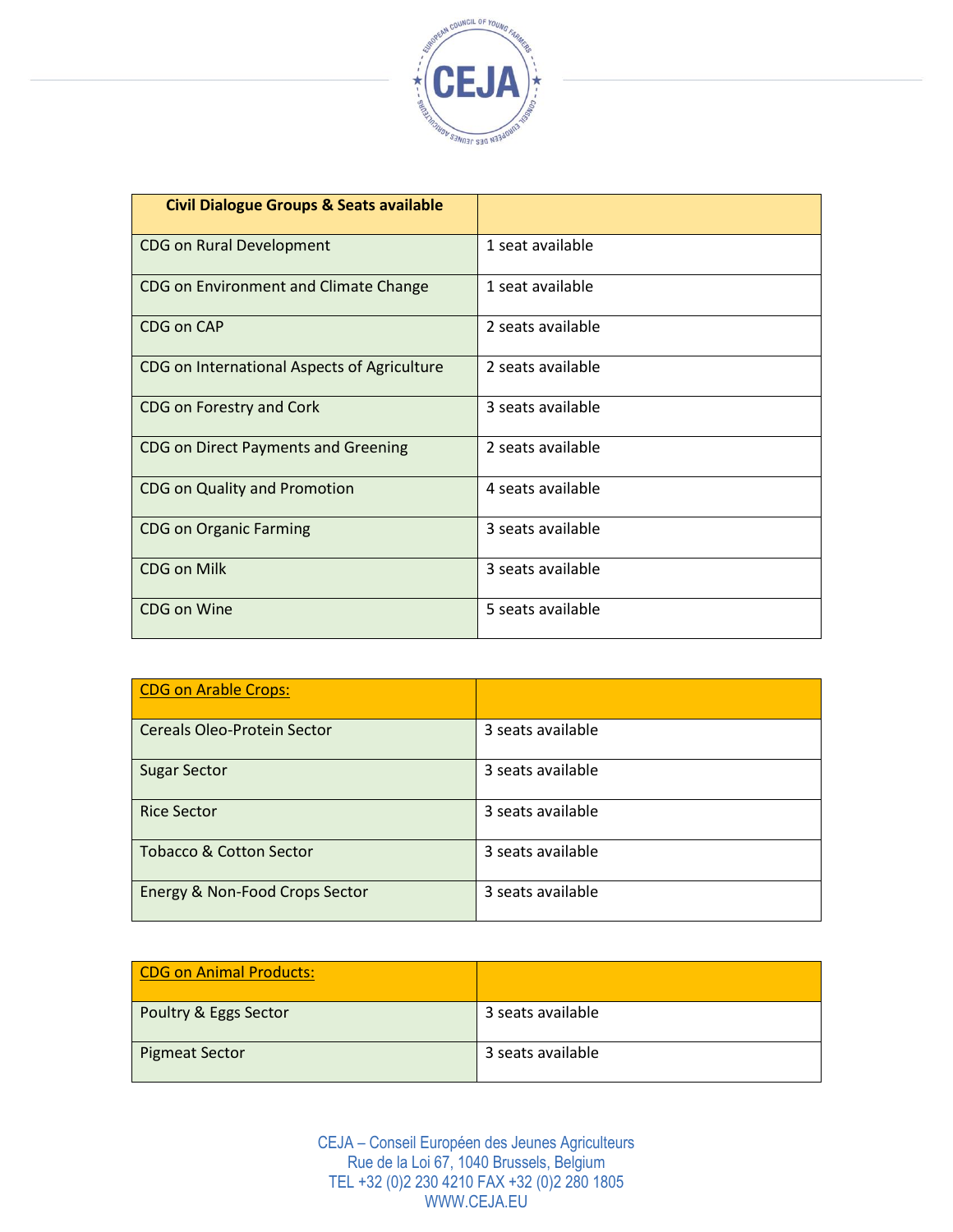| Civil Dialogue Groups & Seats available | |
|---|---|
| CDG on Rural Development | 1 seat available |
| CDG on Environment and Climate Change | 1 seat available |
| CDG on CAP | 2 seats available |
| CDG on International Aspects of Agriculture | 2 seats available |
| CDG on Forestry and Cork | 3 seats available |
| CDG on Direct Payments and Greening | 2 seats available |
| CDG on Quality and Promotion | 4 seats available |
| CDG on Organic Farming | 3 seats available |
| CDG on Milk | 3 seats available |
| CDG on Wine | 5 seats available |

| CDG on Arable Crops: | |
|---|---|
| Cereals Oleo-Protein Sector | 3 seats available |
| Sugar Sector | 3 seats available |
| Rice Sector | 3 seats available |
| Tobacco & Cotton Sector | 3 seats available |
| Energy & Non-Food Crops Sector | 3 seats available |

| CDG on Animal Products: | |
|---|---|
| Poultry & Eggs Sector | 3 seats available |
| Pigmeat Sector | 3 seats available |

CEJA – Conseil Européen des Jeunes Agriculteurs
Rue de la Loi 67, 1040 Brussels, Belgium
TEL +32 (0)2 230 4210 FAX +32 (0)2 280 1805
WWW.CEJA.EU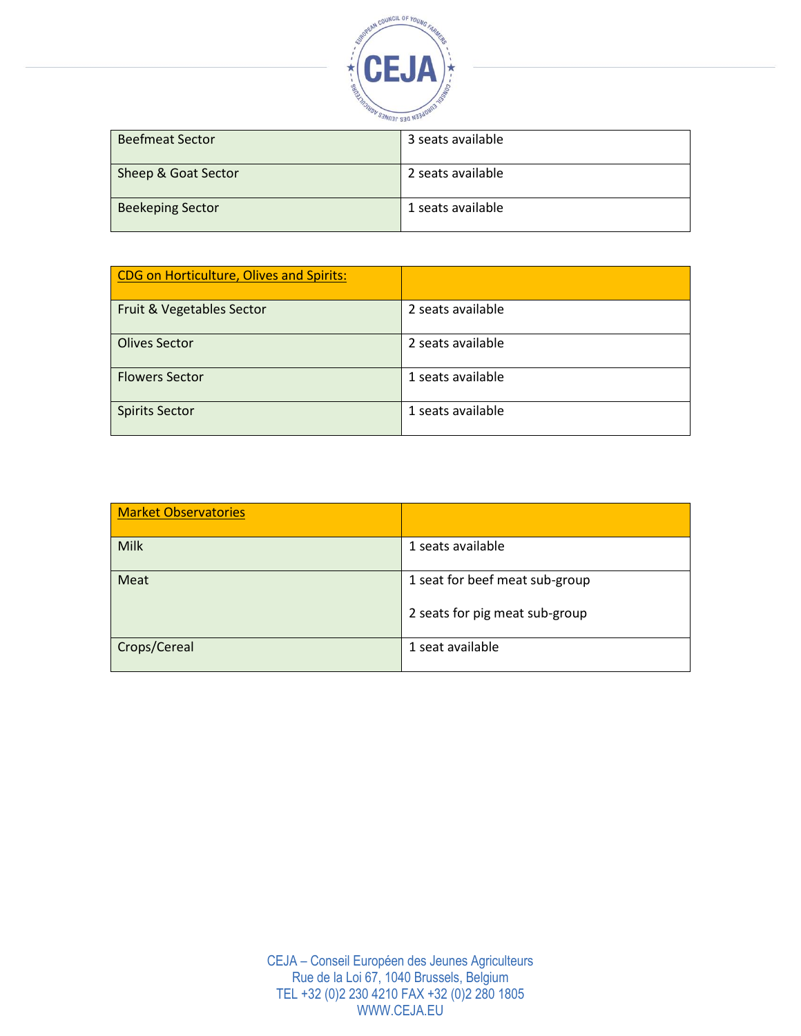| | |
|---|---|
| Beefmeat Sector | 3 seats available |
| Sheep & Goat Sector | 2 seats available |
| Beekeping Sector | 1 seats available |

| CDG on Horticulture, Olives and Spirits: | |
|---|---|
| Fruit & Vegetables Sector | 2 seats available |
| Olives Sector | 2 seats available |
| Flowers Sector | 1 seats available |
| Spirits Sector | 1 seats available |

| Market Observatories | |
|---|---|
| Milk | 1 seats available |
| Meat | 1 seat for beef meat sub-group<br><br>2 seats for pig meat sub-group |
| Crops/Cereal | 1 seat available |